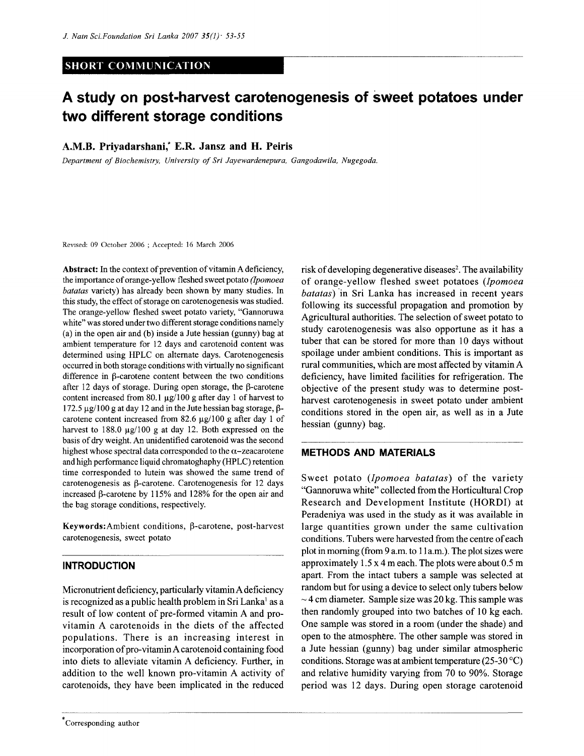SHORT COMMUNICATION

# A study on post-harvest carotenogenesis of sweet potatoes under two different storage conditions

**A.M.B. Priyadarshani,* E.R. Jansz and H. Peiris**

*Department of Biochemistry, University of Sri Jayewardenepura, Gangodawila, Nugegoda.*

Revised: 09 October 2006 ; Accepted: 16 March 2006

**Abstract:** In the context of prevention of vitamin A deficiency, the importance of orange-yellow fleshed sweet potato *(Ipomoea batatas* variety) has already been shown by many studies. In this study, the effect of storage on carotenogenesis was studied. The orange-yellow fleshed sweet potato variety, "Gannoruwa white" was stored under two different storage conditions namely (a) in the open air and (b) inside a Jute hessian (gunny) bag at ambient temperature for 12 days and carotenoid content was determined using HPLC on alternate days. Carotenogenesis occurred in both storage conditions with virtually no significant difference in β-carotene content between the two conditions after 12 days of storage. During open storage, the β-carotene content increased from 80.1 μg/100 g after day 1 of harvest to 172.5 μg/100 g at day 12 and in the Jute hessian bag storage, β-carotene content increased from 82.6 μg/100 g after day 1 of harvest to 188.0 μg/100 g at day 12. Both expressed on the basis of dry weight. An unidentified carotenoid was the second highest whose spectral data corresponded to the α–zeacarotene and high performance liquid chromatoghaphy (HPLC) retention time corresponded to lutein was showed the same trend of carotenogenesis as β-carotene. Carotenogenesis for 12 days increased β-carotene by 115% and 128% for the open air and the bag storage conditions, respectively.

**Keywords:** Ambient conditions, β-carotene, post-harvest carotenogenesis, sweet potato

## INTRODUCTION

Micronutrient deficiency, particularly vitamin A deficiency is recognized as a public health problem in Sri Lanka[1] as a result of low content of pre-formed vitamin A and pro-vitamin A carotenoids in the diets of the affected populations. There is an increasing interest in incorporation of pro-vitamin A carotenoid containing food into diets to alleviate vitamin A deficiency. Further, in addition to the well known pro-vitamin A activity of carotenoids, they have been implicated in the reduced risk of developing degenerative diseases[2]. The availability of orange-yellow fleshed sweet potatoes (*Ipomoea batatas*) in Sri Lanka has increased in recent years following its successful propagation and promotion by Agricultural authorities. The selection of sweet potato to study carotenogenesis was also opportune as it has a tuber that can be stored for more than 10 days without spoilage under ambient conditions. This is important as rural communities, which are most affected by vitamin A deficiency, have limited facilities for refrigeration. The objective of the present study was to determine post-harvest carotenogenesis in sweet potato under ambient conditions stored in the open air, as well as in a Jute hessian (gunny) bag.

## METHODS AND MATERIALS

Sweet potato (*Ipomoea batatas*) of the variety "Gannoruwa white" collected from the Horticultural Crop Research and Development Institute (HORDI) at Peradeniya was used in the study as it was available in large quantities grown under the same cultivation conditions. Tubers were harvested from the centre of each plot in morning (from 9 a.m. to 11a.m.). The plot sizes were approximately 1.5 x 4 m each. The plots were about 0.5 m apart. From the intact tubers a sample was selected at random but for using a device to select only tubers below ~ 4 cm diameter. Sample size was 20 kg. This sample was then randomly grouped into two batches of 10 kg each. One sample was stored in a room (under the shade) and open to the atmosphere. The other sample was stored in a Jute hessian (gunny) bag under similar atmospheric conditions. Storage was at ambient temperature (25-30 °C) and relative humidity varying from 70 to 90%. Storage period was 12 days. During open storage carotenoid

*Corresponding author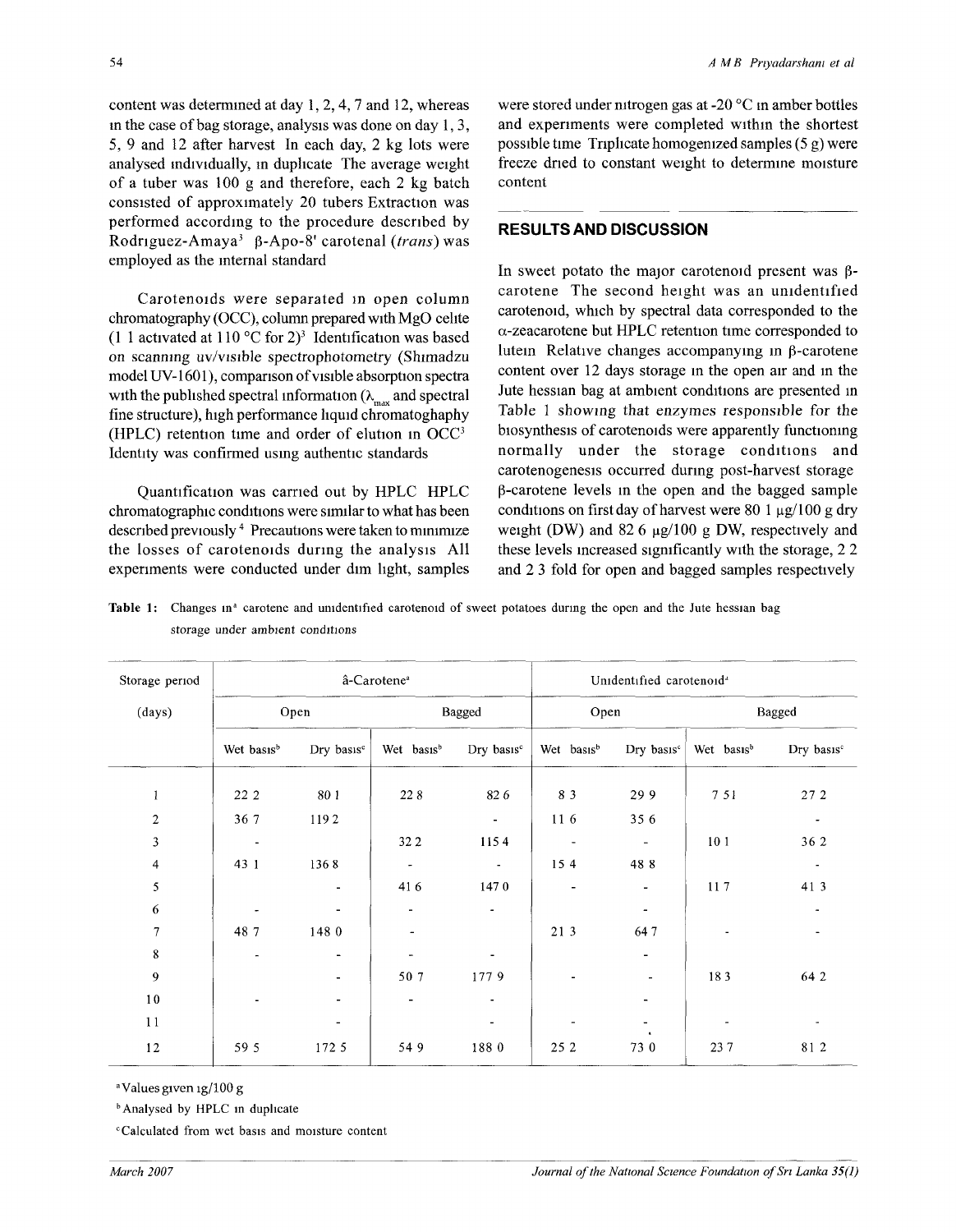content was determined at day 1, 2, 4, 7 and 12, whereas in the case of bag storage, analysis was done on day 1, 3, 5, 9 and 12 after harvest In each day, 2 kg lots were analysed individually, in duplicate The average weight of a tuber was 100 g and therefore, each 2 kg batch consisted of approximately 20 tubers Extraction was performed according to the procedure described by Rodriguez-Amaya[3] β-Apo-8' carotenal (*trans*) was employed as the internal standard

Carotenoids were separated in open column chromatography (OCC), column prepared with MgO celite (1 1 activated at 110 °C for 2)[3] Identification was based on scanning uv/visible spectrophotometry (Shimadzu model UV-1601), comparison of visible absorption spectra with the published spectral information ($\lambda_{max}$ and spectral fine structure), high performance liquid chromatoghaphy (HPLC) retention time and order of elution in OCC[3] Identity was confirmed using authentic standards

Quantification was carried out by HPLC HPLC chromatographic conditions were similar to what has been described previously[4] Precautions were taken to minimize the losses of carotenoids during the analysis All experiments were conducted under dim light, samples were stored under nitrogen gas at -20 °C in amber bottles and experiments were completed within the shortest possible time Triplicate homogenized samples (5 g) were freeze dried to constant weight to determine moisture content

## RESULTS AND DISCUSSION

In sweet potato the major carotenoid present was β-carotene The second height was an unidentified carotenoid, which by spectral data corresponded to the α-zeacarotene but HPLC retention time corresponded to lutein Relative changes accompanying in β-carotene content over 12 days storage in the open air and in the Jute hessian bag at ambient conditions are presented in Table 1 showing that enzymes responsible for the biosynthesis of carotenoids were apparently functioning normally under the storage conditions and carotenogenesis occurred during post-harvest storage β-carotene levels in the open and the bagged sample conditions on first day of harvest were 80 1 µg/100 g dry weight (DW) and 82 6 µg/100 g DW, respectively and these levels increased significantly with the storage, 2 2 and 2 3 fold for open and bagged samples respectively

**Table 1:** Changes in[a] carotene and unidentified carotenoid of sweet potatoes during the open and the Jute hessian bag storage under ambient conditions

| Storage period (days) | â-Carotene[a] | | | | Unidentified carotenoid[a] | | | |
|---|---|---|---|---|---|---|---|---|
| | Open | | Bagged | | Open | | Bagged | |
| | Wet basis[b] | Dry basis[c] | Wet basis[b] | Dry basis[c] | Wet basis[b] | Dry basis[c] | Wet basis[b] | Dry basis[c] |
| 1 | 22 2 | 80 1 | 22 8 | 82 6 | 8 3 | 29 9 | 7 51 | 27 2 |
| 2 | 36 7 | 119 2 | | - | 11 6 | 35 6 | | - |
| 3 | - | | 32 2 | 115 4 | - | - | 10 1 | 36 2 |
| 4 | 43 1 | 136 8 | - | - | 15 4 | 48 8 | | - |
| 5 | | - | 41 6 | 147 0 | - | - | 11 7 | 41 3 |
| 6 | - | - | - | - | | - | | - |
| 7 | 48 7 | 148 0 | | - | 21 3 | 64 7 | - | - |
| 8 | - | - | - | - | | - | | |
| 9 | | - | 50 7 | 177 9 | - | - | 18 3 | 64 2 |
| 10 | - | - | - | - | | - | | |
| 11 | | - | | - | - | - | - | - |
| 12 | 59 5 | 172 5 | 54 9 | 188 0 | 25 2 | 73 0 | 23 7 | 81 2 |

[a] Values given ig/100 g

[b] Analysed by HPLC in duplicate

[c] Calculated from wet basis and moisture content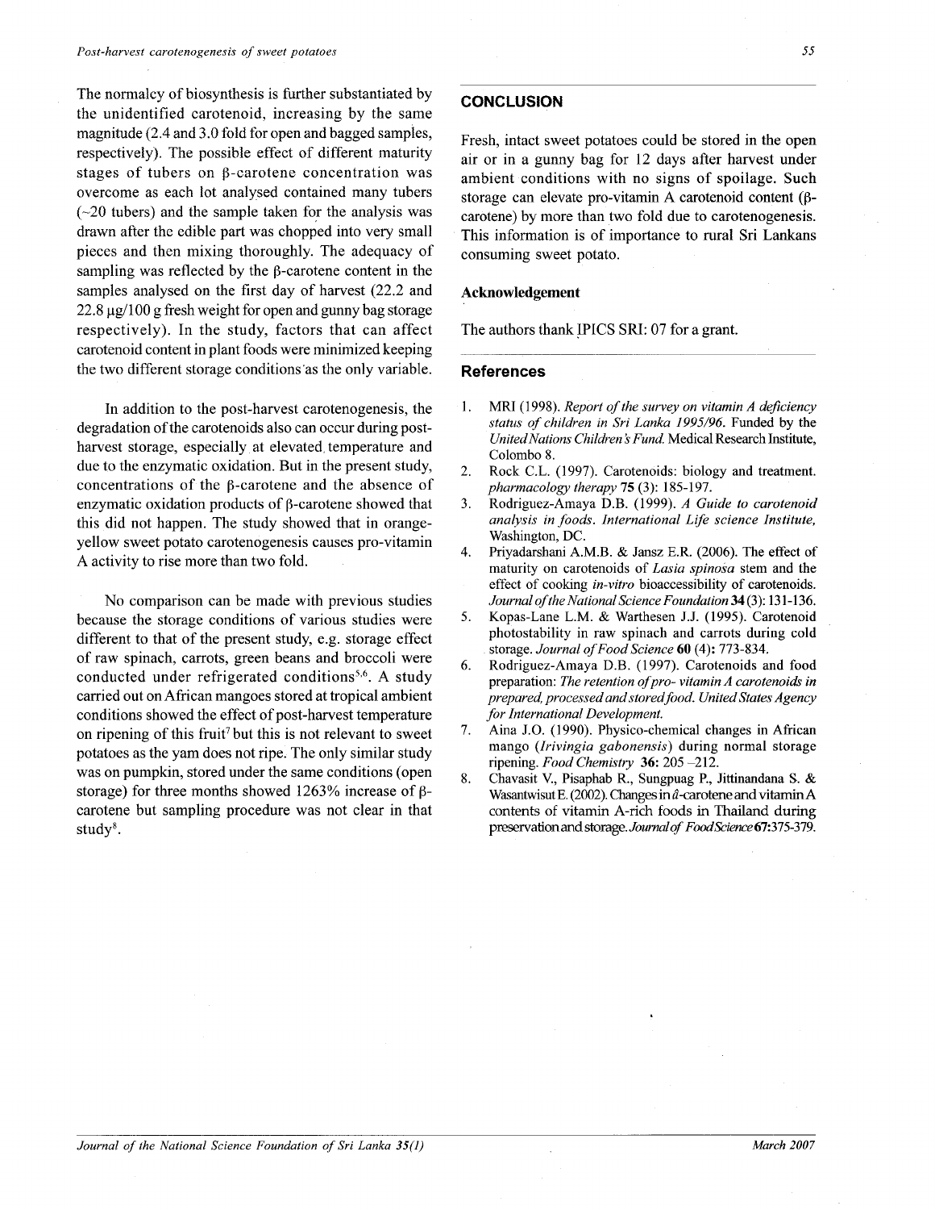The normalcy of biosynthesis is further substantiated by the unidentified carotenoid, increasing by the same magnitude (2.4 and 3.0 fold for open and bagged samples, respectively). The possible effect of different maturity stages of tubers on β-carotene concentration was overcome as each lot analysed contained many tubers (~20 tubers) and the sample taken for the analysis was drawn after the edible part was chopped into very small pieces and then mixing thoroughly. The adequacy of sampling was reflected by the β-carotene content in the samples analysed on the first day of harvest (22.2 and 22.8 μg/100 g fresh weight for open and gunny bag storage respectively). In the study, factors that can affect carotenoid content in plant foods were minimized keeping the two different storage conditions as the only variable.

In addition to the post-harvest carotenogenesis, the degradation of the carotenoids also can occur during post-harvest storage, especially at elevated temperature and due to the enzymatic oxidation. But in the present study, concentrations of the β-carotene and the absence of enzymatic oxidation products of β-carotene showed that this did not happen. The study showed that in orange-yellow sweet potato carotenogenesis causes pro-vitamin A activity to rise more than two fold.

No comparison can be made with previous studies because the storage conditions of various studies were different to that of the present study, e.g. storage effect of raw spinach, carrots, green beans and broccoli were conducted under refrigerated conditions[5,6]. A study carried out on African mangoes stored at tropical ambient conditions showed the effect of post-harvest temperature on ripening of this fruit[7] but this is not relevant to sweet potatoes as the yam does not ripe. The only similar study was on pumpkin, stored under the same conditions (open storage) for three months showed 1263% increase of β-carotene but sampling procedure was not clear in that study[8].

## CONCLUSION

Fresh, intact sweet potatoes could be stored in the open air or in a gunny bag for 12 days after harvest under ambient conditions with no signs of spoilage. Such storage can elevate pro-vitamin A carotenoid content (β-carotene) by more than two fold due to carotenogenesis. This information is of importance to rural Sri Lankans consuming sweet potato.

### Acknowledgement

The authors thank IPICS SRI: 07 for a grant.

## References

1. MRI (1998). *Report of the survey on vitamin A deficiency status of children in Sri Lanka 1995/96.* Funded by the *United Nations Children's Fund.* Medical Research Institute, Colombo 8.
2. Rock C.L. (1997). Carotenoids: biology and treatment. *pharmacology therapy* **75** (3): 185-197.
3. Rodriguez-Amaya D.B. (1999). *A Guide to carotenoid analysis in foods. International Life science Institute,* Washington, DC.
4. Priyadarshani A.M.B. & Jansz E.R. (2006). The effect of maturity on carotenoids of *Lasia spinosa* stem and the effect of cooking *in-vitro* bioaccessibility of carotenoids. *Journal of the National Science Foundation* **34** (3): 131-136.
5. Kopas-Lane L.M. & Warthesen J.J. (1995). Carotenoid photostability in raw spinach and carrots during cold storage. *Journal of Food Science* **60** (4): 773-834.
6. Rodriguez-Amaya D.B. (1997). Carotenoids and food preparation: *The retention of pro- vitamin A carotenoids in prepared, processed and stored food. United States Agency for International Development.*
7. Aina J.O. (1990). Physico-chemical changes in African mango (*Irivingia gabonensis*) during normal storage ripening. *Food Chemistry* **36:** 205 –212.
8. Chavasit V., Pisaphab R., Sungpuag P., Jittinandana S. & Wasantwisut E. (2002). Changes in β-carotene and vitamin A contents of vitamin A-rich foods in Thailand during preservation and storage. *Journal of Food Science* **67:** 375-379.